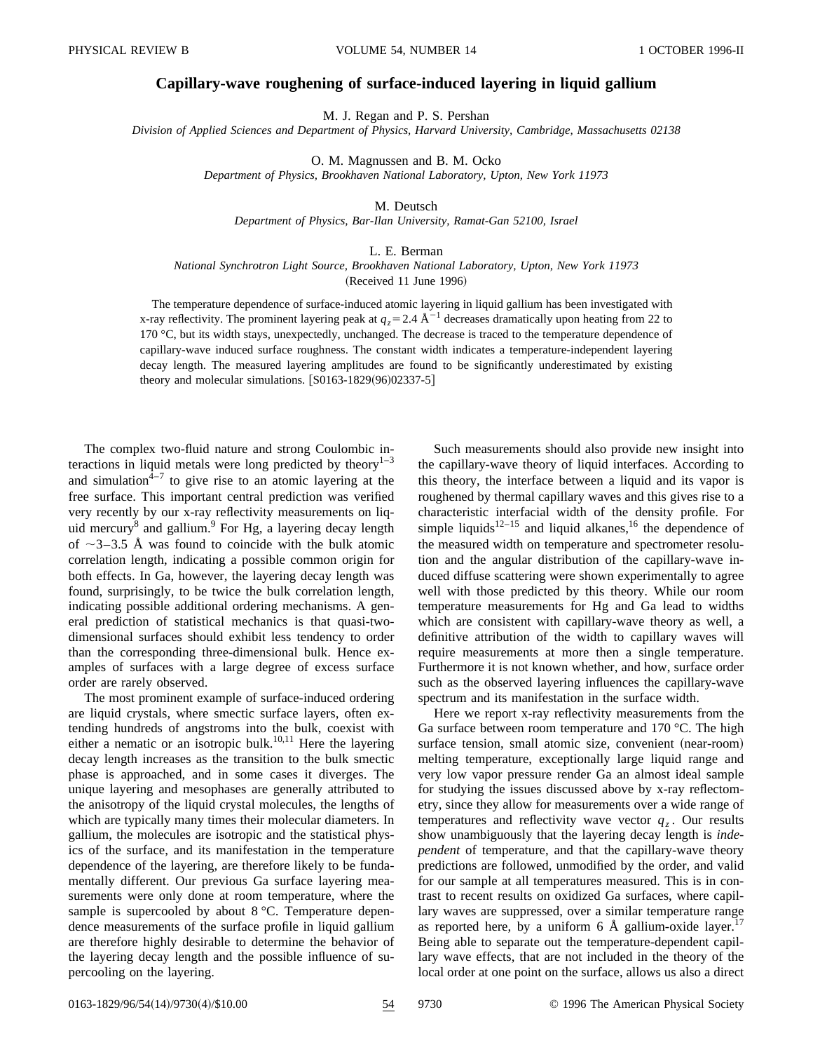# Capillary-wave roughening of surface-induced layering in liquid gallium

M. J. Regan and P. S. Pershan

*Division of Applied Sciences and Department of Physics, Harvard University, Cambridge, Massachusetts 02138*

O. M. Magnussen and B. M. Ocko

*Department of Physics, Brookhaven National Laboratory, Upton, New York 11973*

M. Deutsch

*Department of Physics, Bar-Ilan University, Ramat-Gan 52100, Israel*

L. E. Berman

*National Synchrotron Light Source, Brookhaven National Laboratory, Upton, New York 11973*

(Received 11 June 1996)

The temperature dependence of surface-induced atomic layering in liquid gallium has been investigated with x-ray reflectivity. The prominent layering peak at $q_z = 2.4$ Å$^{-1}$ decreases dramatically upon heating from 22 to 170 °C, but its width stays, unexpectedly, unchanged. The decrease is traced to the temperature dependence of capillary-wave induced surface roughness. The constant width indicates a temperature-independent layering decay length. The measured layering amplitudes are found to be significantly underestimated by existing theory and molecular simulations. [S0163-1829(96)02337-5]

The complex two-fluid nature and strong Coulombic interactions in liquid metals were long predicted by theory[1–3] and simulation[4–7] to give rise to an atomic layering at the free surface. This important central prediction was verified very recently by our x-ray reflectivity measurements on liquid mercury[8] and gallium.[9] For Hg, a layering decay length of ~3–3.5 Å was found to coincide with the bulk atomic correlation length, indicating a possible common origin for both effects. In Ga, however, the layering decay length was found, surprisingly, to be twice the bulk correlation length, indicating possible additional ordering mechanisms. A general prediction of statistical mechanics is that quasi-two-dimensional surfaces should exhibit less tendency to order than the corresponding three-dimensional bulk. Hence examples of surfaces with a large degree of excess surface order are rarely observed.

The most prominent example of surface-induced ordering are liquid crystals, where smectic surface layers, often extending hundreds of angstroms into the bulk, coexist with either a nematic or an isotropic bulk.[10,11] Here the layering decay length increases as the transition to the bulk smectic phase is approached, and in some cases it diverges. The unique layering and mesophases are generally attributed to the anisotropy of the liquid crystal molecules, the lengths of which are typically many times their molecular diameters. In gallium, the molecules are isotropic and the statistical physics of the surface, and its manifestation in the temperature dependence of the layering, are therefore likely to be fundamentally different. Our previous Ga surface layering measurements were only done at room temperature, where the sample is supercooled by about 8 °C. Temperature dependence measurements of the surface profile in liquid gallium are therefore highly desirable to determine the behavior of the layering decay length and the possible influence of supercooling on the layering.

Such measurements should also provide new insight into the capillary-wave theory of liquid interfaces. According to this theory, the interface between a liquid and its vapor is roughened by thermal capillary waves and this gives rise to a characteristic interfacial width of the density profile. For simple liquids[12–15] and liquid alkanes,[16] the dependence of the measured width on temperature and spectrometer resolution and the angular distribution of the capillary-wave induced diffuse scattering were shown experimentally to agree well with those predicted by this theory. While our room temperature measurements for Hg and Ga lead to widths which are consistent with capillary-wave theory as well, a definitive attribution of the width to capillary waves will require measurements at more then a single temperature. Furthermore it is not known whether, and how, surface order such as the observed layering influences the capillary-wave spectrum and its manifestation in the surface width.

Here we report x-ray reflectivity measurements from the Ga surface between room temperature and 170 °C. The high surface tension, small atomic size, convenient (near-room) melting temperature, exceptionally large liquid range and very low vapor pressure render Ga an almost ideal sample for studying the issues discussed above by x-ray reflectometry, since they allow for measurements over a wide range of temperatures and reflectivity wave vector $q_z$. Our results show unambiguously that the layering decay length is *independent* of temperature, and that the capillary-wave theory predictions are followed, unmodified by the order, and valid for our sample at all temperatures measured. This is in contrast to recent results on oxidized Ga surfaces, where capillary waves are suppressed, over a similar temperature range as reported here, by a uniform 6 Å gallium-oxide layer.[17] Being able to separate out the temperature-dependent capillary wave effects, that are not included in the theory of the local order at one point on the surface, allows us also a direct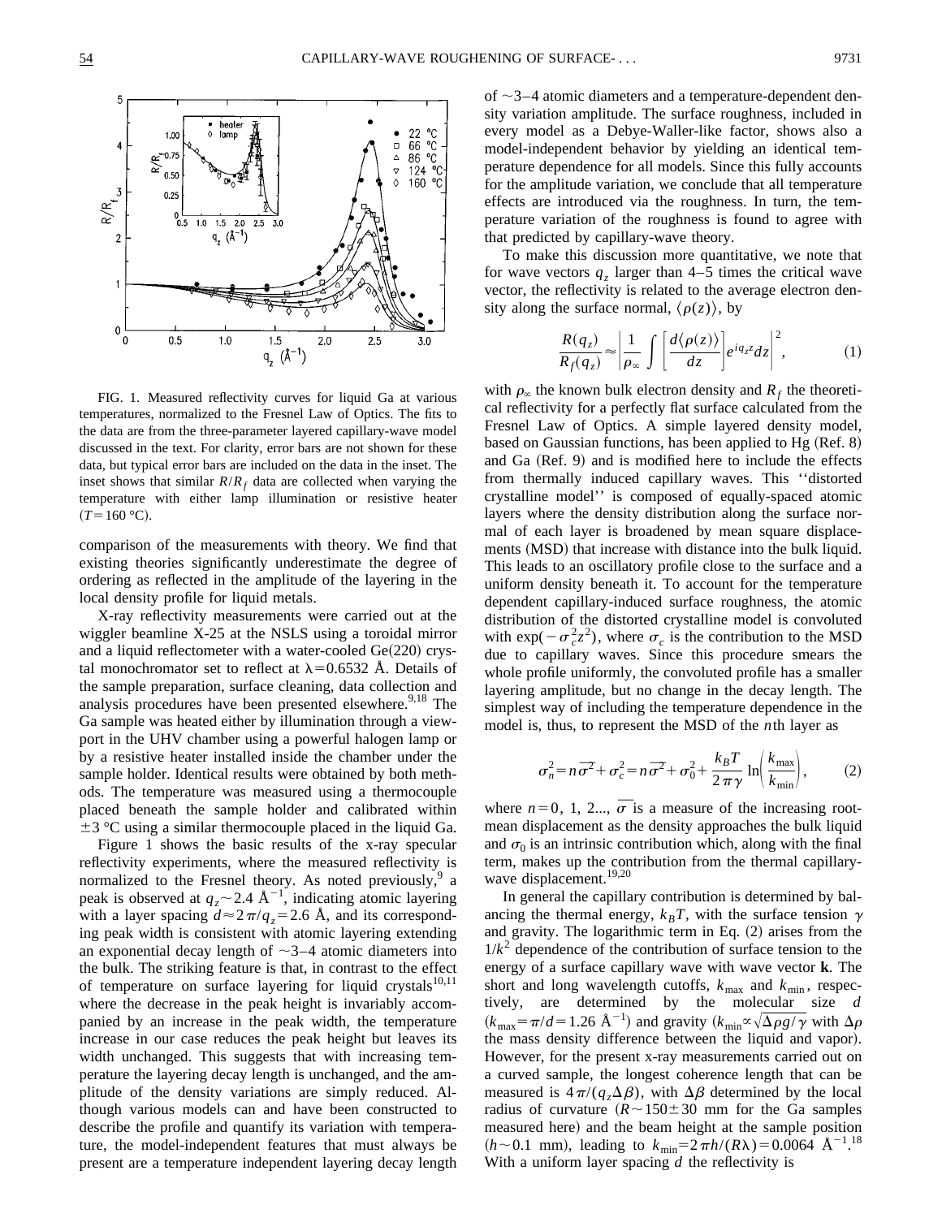FIG. 1. Measured reflectivity curves for liquid Ga at various temperatures, normalized to the Fresnel Law of Optics. The fits to the data are from the three-parameter layered capillary-wave model discussed in the text. For clarity, error bars are not shown for these data, but typical error bars are included on the data in the inset. The inset shows that similar $R/R_f$ data are collected when varying the temperature with either lamp illumination or resistive heater ($T = 160$ °C).

comparison of the measurements with theory. We find that existing theories significantly underestimate the degree of ordering as reflected in the amplitude of the layering in the local density profile for liquid metals.

X-ray reflectivity measurements were carried out at the wiggler beamline X-25 at the NSLS using a toroidal mirror and a liquid reflectometer with a water-cooled Ge(220) crystal monochromator set to reflect at $\lambda = 0.6532$ Å. Details of the sample preparation, surface cleaning, data collection and analysis procedures have been presented elsewhere.[9,18] The Ga sample was heated either by illumination through a viewport in the UHV chamber using a powerful halogen lamp or by a resistive heater installed inside the chamber under the sample holder. Identical results were obtained by both methods. The temperature was measured using a thermocouple placed beneath the sample holder and calibrated within $\pm 3$ °C using a similar thermocouple placed in the liquid Ga.

Figure 1 shows the basic results of the x-ray specular reflectivity experiments, where the measured reflectivity is normalized to the Fresnel theory. As noted previously,[9] a peak is observed at $q_z \sim 2.4$ Å$^{-1}$, indicating atomic layering with a layer spacing $d \approx 2\pi/q_z = 2.6$ Å, and its corresponding peak width is consistent with atomic layering extending an exponential decay length of $\sim$3–4 atomic diameters into the bulk. The striking feature is that, in contrast to the effect of temperature on surface layering for liquid crystals[10,11] where the decrease in the peak height is invariably accompanied by an increase in the peak width, the temperature increase in our case reduces the peak height but leaves its width unchanged. This suggests that with increasing temperature the layering decay length is unchanged, and the amplitude of the density variations are simply reduced. Although various models can and have been constructed to describe the profile and quantify its variation with temperature, the model-independent features that must always be present are a temperature independent layering decay length of $\sim$3–4 atomic diameters and a temperature-dependent density variation amplitude. The surface roughness, included in every model as a Debye-Waller-like factor, shows also a model-independent behavior by yielding an identical temperature dependence for all models. Since this fully accounts for the amplitude variation, we conclude that all temperature effects are introduced via the roughness. In turn, the temperature variation of the roughness is found to agree with that predicted by capillary-wave theory.

To make this discussion more quantitative, we note that for wave vectors $q_z$ larger than 4–5 times the critical wave vector, the reflectivity is related to the average electron density along the surface normal, $\langle \rho(z) \rangle$, by

$$\frac{R(q_z)}{R_f(q_z)} \approx \left| \frac{1}{\rho_\infty} \int \left[ \frac{d\langle \rho(z) \rangle}{dz} \right] e^{i q_z z} dz \right|^2, \tag{1}$$

with $\rho_\infty$ the known bulk electron density and $R_f$ the theoretical reflectivity for a perfectly flat surface calculated from the Fresnel Law of Optics. A simple layered density model, based on Gaussian functions, has been applied to Hg (Ref. 8) and Ga (Ref. 9) and is modified here to include the effects from thermally induced capillary waves. This ''distorted crystalline model'' is composed of equally-spaced atomic layers where the density distribution along the surface normal of each layer is broadened by mean square displacements (MSD) that increase with distance into the bulk liquid. This leads to an oscillatory profile close to the surface and a uniform density beneath it. To account for the temperature dependent capillary-induced surface roughness, the atomic distribution of the distorted crystalline model is convoluted with $\exp(-\sigma_c^2 z^2)$, where $\sigma_c$ is the contribution to the MSD due to capillary waves. Since this procedure smears the whole profile uniformly, the convoluted profile has a smaller layering amplitude, but no change in the decay length. The simplest way of including the temperature dependence in the model is, thus, to represent the MSD of the $n$th layer as

$$\sigma_n^2 = n\overline{\sigma}^2 + \sigma_c^2 = n\overline{\sigma}^2 + \sigma_0^2 + \frac{k_B T}{2\pi\gamma} \ln\left( \frac{k_{\max}}{k_{\min}} \right), \tag{2}$$

where $n = 0, 1, 2...$, $\overline{\sigma}$ is a measure of the increasing root-mean displacement as the density approaches the bulk liquid and $\sigma_0$ is an intrinsic contribution which, along with the final term, makes up the contribution from the thermal capillary-wave displacement.[19,20]

In general the capillary contribution is determined by balancing the thermal energy, $k_B T$, with the surface tension $\gamma$ and gravity. The logarithmic term in Eq. (2) arises from the $1/k^2$ dependence of the contribution of surface tension to the energy of a surface capillary wave with wave vector $\mathbf{k}$. The short and long wavelength cutoffs, $k_{\max}$ and $k_{\min}$, respectively, are determined by the molecular size $d$ ($k_{\max} = \pi/d = 1.26$ Å$^{-1}$) and gravity ($k_{\min} \propto \sqrt{\Delta\rho g/\gamma}$ with $\Delta\rho$ the mass density difference between the liquid and vapor). However, for the present x-ray measurements carried out on a curved sample, the longest coherence length that can be measured is $4\pi/(q_z \Delta\beta)$, with $\Delta\beta$ determined by the local radius of curvature ($R \sim 150 \pm 30$ mm for the Ga samples measured here) and the beam height at the sample position ($h \sim 0.1$ mm), leading to $k_{\min} = 2\pi h/(R\lambda) = 0.0064$ Å$^{-1}$.[18] With a uniform layer spacing $d$ the reflectivity is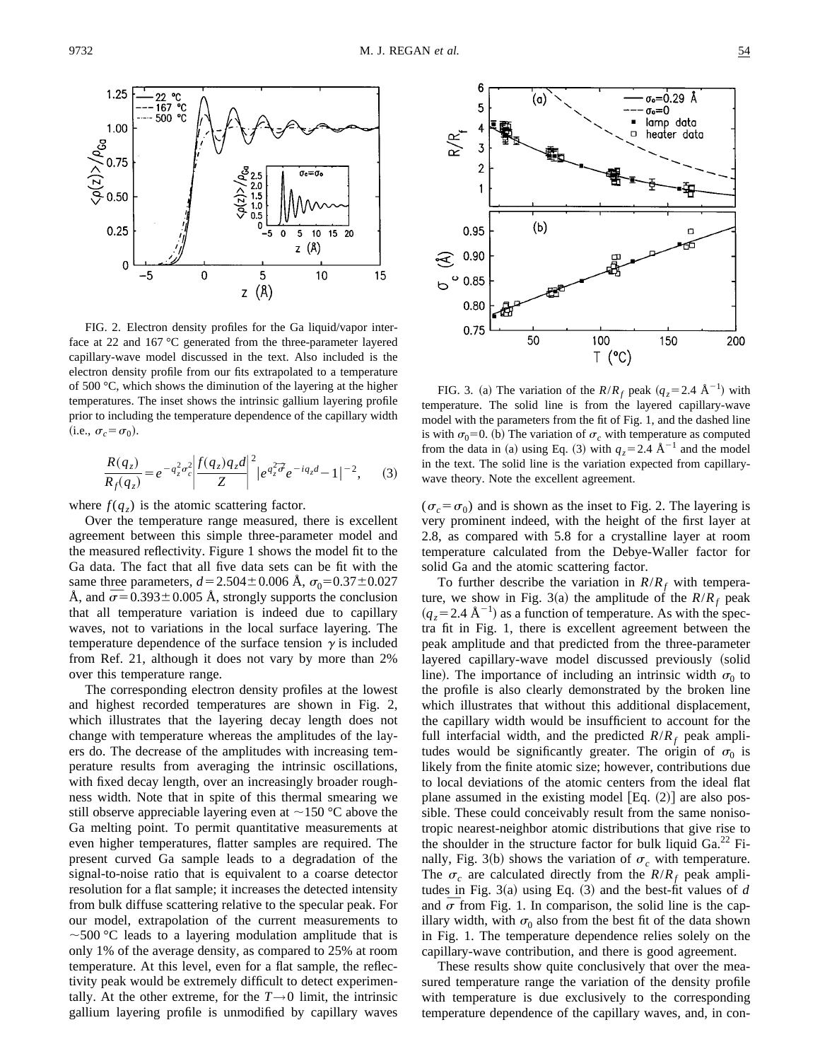FIG. 2. Electron density profiles for the Ga liquid/vapor interface at 22 and 167 °C generated from the three-parameter layered capillary-wave model discussed in the text. Also included is the electron density profile from our fits extrapolated to a temperature of 500 °C, which shows the diminution of the layering at the higher temperatures. The inset shows the intrinsic gallium layering profile prior to including the temperature dependence of the capillary width (i.e., $\sigma_c = \sigma_0$).

$$\frac{R(q_z)}{R_f(q_z)} = e^{-q_z^2 \sigma_c^2} \left| \frac{f(q_z) q_z d}{Z} \right|^2 |e^{q_z^2 \overline{\sigma}^2} e^{-iq_z d} - 1|^{-2}, \qquad (3)$$

where $f(q_z)$ is the atomic scattering factor.

Over the temperature range measured, there is excellent agreement between this simple three-parameter model and the measured reflectivity. Figure 1 shows the model fit to the Ga data. The fact that all five data sets can be fit with the same three parameters, $d = 2.504 \pm 0.006$ Å, $\sigma_0 = 0.37 \pm 0.027$ Å, and $\overline{\sigma} = 0.393 \pm 0.005$ Å, strongly supports the conclusion that all temperature variation is indeed due to capillary waves, not to variations in the local surface layering. The temperature dependence of the surface tension $\gamma$ is included from Ref. 21, although it does not vary by more than 2% over this temperature range.

The corresponding electron density profiles at the lowest and highest recorded temperatures are shown in Fig. 2, which illustrates that the layering decay length does not change with temperature whereas the amplitudes of the layers do. The decrease of the amplitudes with increasing temperature results from averaging the intrinsic oscillations, with fixed decay length, over an increasingly broader roughness width. Note that in spite of this thermal smearing we still observe appreciable layering even at ~150 °C above the Ga melting point. To permit quantitative measurements at even higher temperatures, flatter samples are required. The present curved Ga sample leads to a degradation of the signal-to-noise ratio that is equivalent to a coarse detector resolution for a flat sample; it increases the detected intensity from bulk diffuse scattering relative to the specular peak. For our model, extrapolation of the current measurements to ~500 °C leads to a layering modulation amplitude that is only 1% of the average density, as compared to 25% at room temperature. At this level, even for a flat sample, the reflectivity peak would be extremely difficult to detect experimentally. At the other extreme, for the $T \rightarrow 0$ limit, the intrinsic gallium layering profile is unmodified by capillary waves ($\sigma_c = \sigma_0$) and is shown as the inset to Fig. 2. The layering is very prominent indeed, with the height of the first layer at 2.8, as compared with 5.8 for a crystalline layer at room temperature calculated from the Debye-Waller factor for solid Ga and the atomic scattering factor.

FIG. 3. (a) The variation of the $R/R_f$ peak ($q_z = 2.4$ Å$^{-1}$) with temperature. The solid line is from the layered capillary-wave model with the parameters from the fit of Fig. 1, and the dashed line is with $\sigma_0 = 0$. (b) The variation of $\sigma_c$ with temperature as computed from the data in (a) using Eq. (3) with $q_z = 2.4$ Å$^{-1}$ and the model in the text. The solid line is the variation expected from capillary-wave theory. Note the excellent agreement.

To further describe the variation in $R/R_f$ with temperature, we show in Fig. 3(a) the amplitude of the $R/R_f$ peak ($q_z = 2.4$ Å$^{-1}$) as a function of temperature. As with the spectra fit in Fig. 1, there is excellent agreement between the peak amplitude and that predicted from the three-parameter layered capillary-wave model discussed previously (solid line). The importance of including an intrinsic width $\sigma_0$ to the profile is also clearly demonstrated by the broken line which illustrates that without this additional displacement, the capillary width would be insufficient to account for the full interfacial width, and the predicted $R/R_f$ peak amplitudes would be significantly greater. The origin of $\sigma_0$ is likely from the finite atomic size; however, contributions due to local deviations of the atomic centers from the ideal flat plane assumed in the existing model [Eq. (2)] are also possible. These could conceivably result from the same nonisotropic nearest-neighbor atomic distributions that give rise to the shoulder in the structure factor for bulk liquid Ga.[22] Finally, Fig. 3(b) shows the variation of $\sigma_c$ with temperature. The $\sigma_c$ are calculated directly from the $R/R_f$ peak amplitudes in Fig. 3(a) using Eq. (3) and the best-fit values of $d$ and $\overline{\sigma}$ from Fig. 1. In comparison, the solid line is the capillary width, with $\sigma_0$ also from the best fit of the data shown in Fig. 1. The temperature dependence relies solely on the capillary-wave contribution, and there is good agreement.

These results show quite conclusively that over the measured temperature range the variation of the density profile with temperature is due exclusively to the corresponding temperature dependence of the capillary waves, and, in con-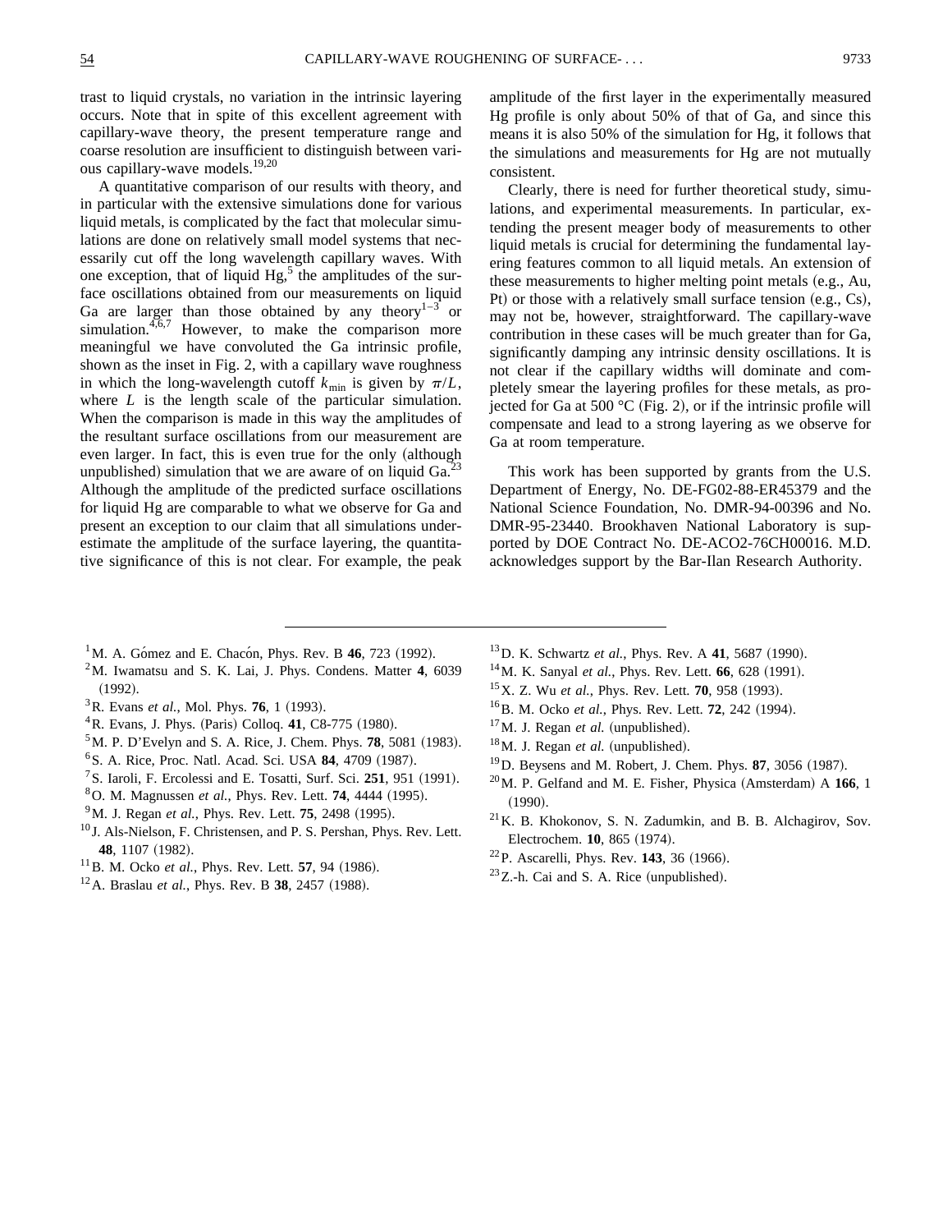trast to liquid crystals, no variation in the intrinsic layering occurs. Note that in spite of this excellent agreement with capillary-wave theory, the present temperature range and coarse resolution are insufficient to distinguish between various capillary-wave models.[19,20]

A quantitative comparison of our results with theory, and in particular with the extensive simulations done for various liquid metals, is complicated by the fact that molecular simulations are done on relatively small model systems that necessarily cut off the long wavelength capillary waves. With one exception, that of liquid Hg,[5] the amplitudes of the surface oscillations obtained from our measurements on liquid Ga are larger than those obtained by any theory[1–3] or simulation.[4,6,7] However, to make the comparison more meaningful we have convoluted the Ga intrinsic profile, shown as the inset in Fig. 2, with a capillary wave roughness in which the long-wavelength cutoff $k_{\min}$ is given by $\pi/L$, where $L$ is the length scale of the particular simulation. When the comparison is made in this way the amplitudes of the resultant surface oscillations from our measurement are even larger. In fact, this is even true for the only (although unpublished) simulation that we are aware of on liquid Ga.[23] Although the amplitude of the predicted surface oscillations for liquid Hg are comparable to what we observe for Ga and present an exception to our claim that all simulations underestimate the amplitude of the surface layering, the quantitative significance of this is not clear. For example, the peak amplitude of the first layer in the experimentally measured Hg profile is only about 50% of that of Ga, and since this means it is also 50% of the simulation for Hg, it follows that the simulations and measurements for Hg are not mutually consistent.

Clearly, there is need for further theoretical study, simulations, and experimental measurements. In particular, extending the present meager body of measurements to other liquid metals is crucial for determining the fundamental layering features common to all liquid metals. An extension of these measurements to higher melting point metals (e.g., Au, Pt) or those with a relatively small surface tension (e.g., Cs), may not be, however, straightforward. The capillary-wave contribution in these cases will be much greater than for Ga, significantly damping any intrinsic density oscillations. It is not clear if the capillary widths will dominate and completely smear the layering profiles for these metals, as projected for Ga at 500 °C (Fig. 2), or if the intrinsic profile will compensate and lead to a strong layering as we observe for Ga at room temperature.

This work has been supported by grants from the U.S. Department of Energy, No. DE-FG02-88-ER45379 and the National Science Foundation, No. DMR-94-00396 and No. DMR-95-23440. Brookhaven National Laboratory is supported by DOE Contract No. DE-ACO2-76CH00016. M.D. acknowledges support by the Bar-Ilan Research Authority.

---

[1] M. A. Gómez and E. Chacón, Phys. Rev. B **46**, 723 (1992).

[2] M. Iwamatsu and S. K. Lai, J. Phys. Condens. Matter **4**, 6039 (1992).

[3] R. Evans *et al.*, Mol. Phys. **76**, 1 (1993).

[4] R. Evans, J. Phys. (Paris) Colloq. **41**, C8-775 (1980).

[5] M. P. D'Evelyn and S. A. Rice, J. Chem. Phys. **78**, 5081 (1983).

[6] S. A. Rice, Proc. Natl. Acad. Sci. USA **84**, 4709 (1987).

[7] S. Iaroli, F. Ercolessi and E. Tosatti, Surf. Sci. **251**, 951 (1991).

[8] O. M. Magnussen *et al.*, Phys. Rev. Lett. **74**, 4444 (1995).

[9] M. J. Regan *et al.*, Phys. Rev. Lett. **75**, 2498 (1995).

[10] J. Als-Nielson, F. Christensen, and P. S. Pershan, Phys. Rev. Lett. **48**, 1107 (1982).

[11] B. M. Ocko *et al.*, Phys. Rev. Lett. **57**, 94 (1986).

[12] A. Braslau *et al.*, Phys. Rev. B **38**, 2457 (1988).

[13] D. K. Schwartz *et al.*, Phys. Rev. A **41**, 5687 (1990).

[14] M. K. Sanyal *et al.*, Phys. Rev. Lett. **66**, 628 (1991).

[15] X. Z. Wu *et al.*, Phys. Rev. Lett. **70**, 958 (1993).

[16] B. M. Ocko *et al.*, Phys. Rev. Lett. **72**, 242 (1994).

[17] M. J. Regan *et al.* (unpublished).

[18] M. J. Regan *et al.* (unpublished).

[19] D. Beysens and M. Robert, J. Chem. Phys. **87**, 3056 (1987).

[20] M. P. Gelfand and M. E. Fisher, Physica (Amsterdam) A **166**, 1 (1990).

[21] K. B. Khokonov, S. N. Zadumkin, and B. B. Alchagirov, Sov. Electrochem. **10**, 865 (1974).

[22] P. Ascarelli, Phys. Rev. **143**, 36 (1966).

[23] Z.-h. Cai and S. A. Rice (unpublished).